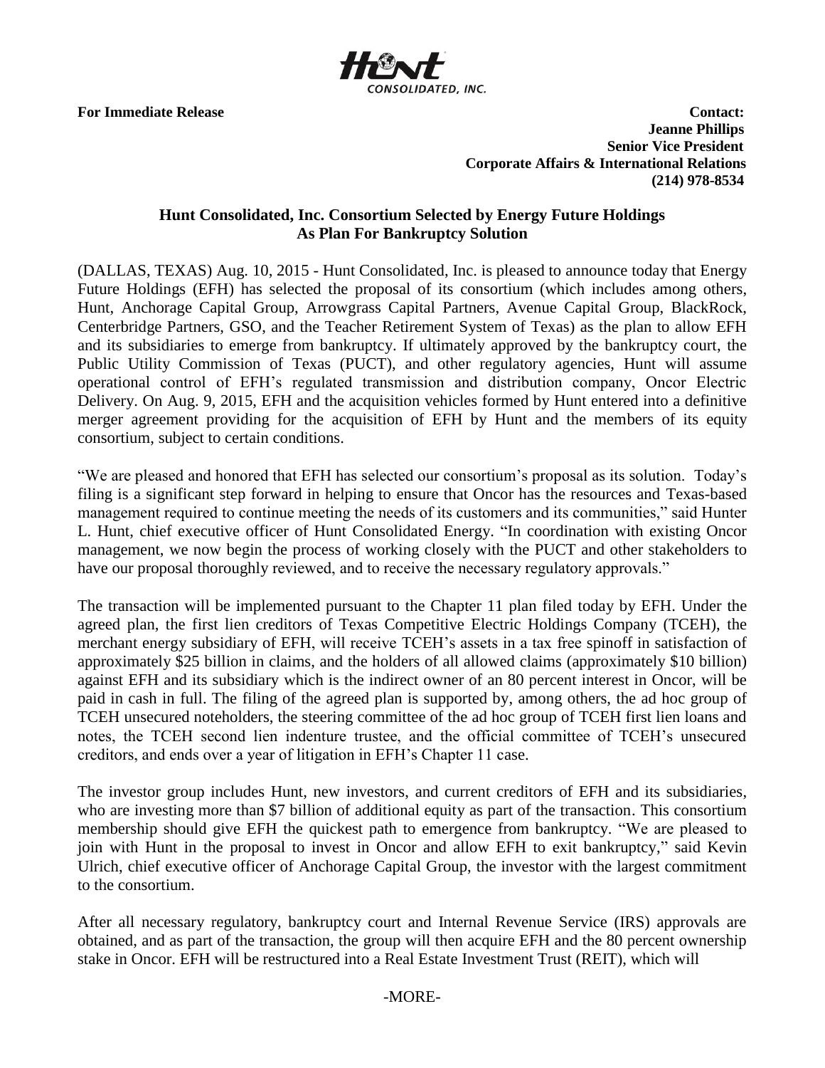**For Immediate Release**

**Contact:**
**Jeanne Phillips**
**Senior Vice President**
**Corporate Affairs & International Relations**
**(214) 978-8534**

## Hunt Consolidated, Inc. Consortium Selected by Energy Future Holdings As Plan For Bankruptcy Solution

(DALLAS, TEXAS) Aug. 10, 2015 - Hunt Consolidated, Inc. is pleased to announce today that Energy Future Holdings (EFH) has selected the proposal of its consortium (which includes among others, Hunt, Anchorage Capital Group, Arrowgrass Capital Partners, Avenue Capital Group, BlackRock, Centerbridge Partners, GSO, and the Teacher Retirement System of Texas) as the plan to allow EFH and its subsidiaries to emerge from bankruptcy. If ultimately approved by the bankruptcy court, the Public Utility Commission of Texas (PUCT), and other regulatory agencies, Hunt will assume operational control of EFH's regulated transmission and distribution company, Oncor Electric Delivery. On Aug. 9, 2015, EFH and the acquisition vehicles formed by Hunt entered into a definitive merger agreement providing for the acquisition of EFH by Hunt and the members of its equity consortium, subject to certain conditions.

"We are pleased and honored that EFH has selected our consortium's proposal as its solution. Today's filing is a significant step forward in helping to ensure that Oncor has the resources and Texas-based management required to continue meeting the needs of its customers and its communities," said Hunter L. Hunt, chief executive officer of Hunt Consolidated Energy. "In coordination with existing Oncor management, we now begin the process of working closely with the PUCT and other stakeholders to have our proposal thoroughly reviewed, and to receive the necessary regulatory approvals."

The transaction will be implemented pursuant to the Chapter 11 plan filed today by EFH. Under the agreed plan, the first lien creditors of Texas Competitive Electric Holdings Company (TCEH), the merchant energy subsidiary of EFH, will receive TCEH's assets in a tax free spinoff in satisfaction of approximately $25 billion in claims, and the holders of all allowed claims (approximately $10 billion) against EFH and its subsidiary which is the indirect owner of an 80 percent interest in Oncor, will be paid in cash in full. The filing of the agreed plan is supported by, among others, the ad hoc group of TCEH unsecured noteholders, the steering committee of the ad hoc group of TCEH first lien loans and notes, the TCEH second lien indenture trustee, and the official committee of TCEH's unsecured creditors, and ends over a year of litigation in EFH's Chapter 11 case.

The investor group includes Hunt, new investors, and current creditors of EFH and its subsidiaries, who are investing more than $7 billion of additional equity as part of the transaction. This consortium membership should give EFH the quickest path to emergence from bankruptcy. "We are pleased to join with Hunt in the proposal to invest in Oncor and allow EFH to exit bankruptcy," said Kevin Ulrich, chief executive officer of Anchorage Capital Group, the investor with the largest commitment to the consortium.

After all necessary regulatory, bankruptcy court and Internal Revenue Service (IRS) approvals are obtained, and as part of the transaction, the group will then acquire EFH and the 80 percent ownership stake in Oncor. EFH will be restructured into a Real Estate Investment Trust (REIT), which will

-MORE-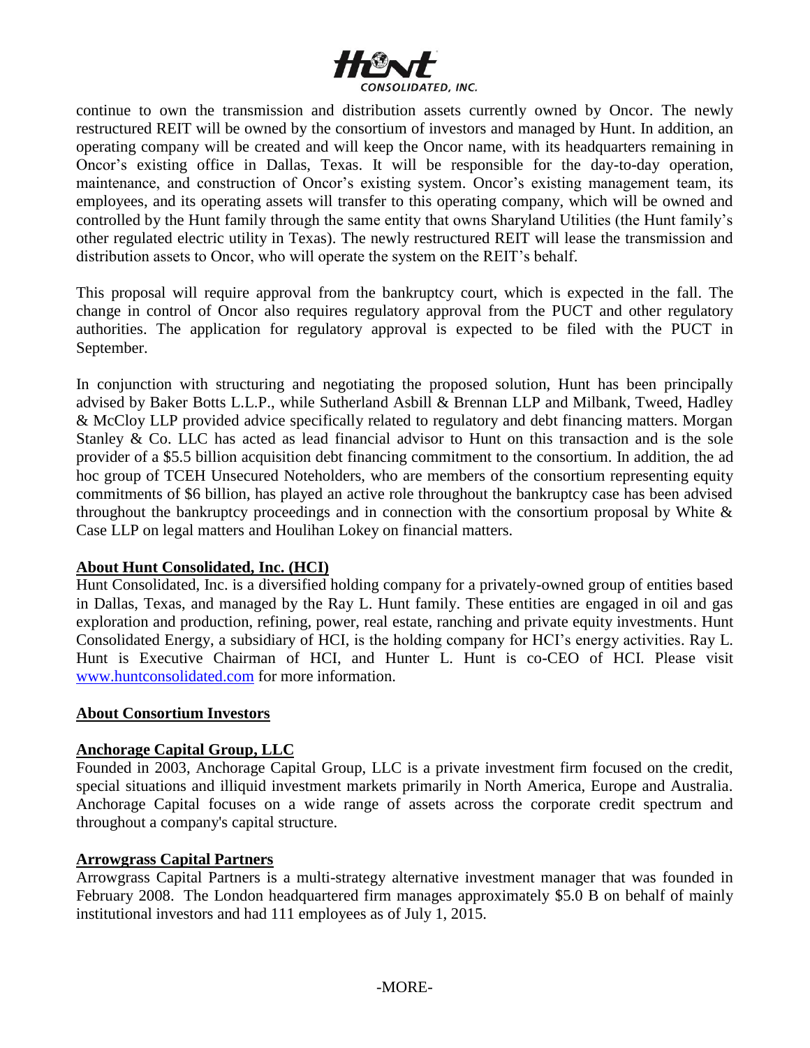continue to own the transmission and distribution assets currently owned by Oncor. The newly restructured REIT will be owned by the consortium of investors and managed by Hunt. In addition, an operating company will be created and will keep the Oncor name, with its headquarters remaining in Oncor's existing office in Dallas, Texas. It will be responsible for the day-to-day operation, maintenance, and construction of Oncor's existing system. Oncor's existing management team, its employees, and its operating assets will transfer to this operating company, which will be owned and controlled by the Hunt family through the same entity that owns Sharyland Utilities (the Hunt family's other regulated electric utility in Texas). The newly restructured REIT will lease the transmission and distribution assets to Oncor, who will operate the system on the REIT's behalf.

This proposal will require approval from the bankruptcy court, which is expected in the fall. The change in control of Oncor also requires regulatory approval from the PUCT and other regulatory authorities. The application for regulatory approval is expected to be filed with the PUCT in September.

In conjunction with structuring and negotiating the proposed solution, Hunt has been principally advised by Baker Botts L.L.P., while Sutherland Asbill & Brennan LLP and Milbank, Tweed, Hadley & McCloy LLP provided advice specifically related to regulatory and debt financing matters. Morgan Stanley & Co. LLC has acted as lead financial advisor to Hunt on this transaction and is the sole provider of a $5.5 billion acquisition debt financing commitment to the consortium. In addition, the ad hoc group of TCEH Unsecured Noteholders, who are members of the consortium representing equity commitments of $6 billion, has played an active role throughout the bankruptcy case has been advised throughout the bankruptcy proceedings and in connection with the consortium proposal by White & Case LLP on legal matters and Houlihan Lokey on financial matters.

**About Hunt Consolidated, Inc. (HCI)**

Hunt Consolidated, Inc. is a diversified holding company for a privately-owned group of entities based in Dallas, Texas, and managed by the Ray L. Hunt family. These entities are engaged in oil and gas exploration and production, refining, power, real estate, ranching and private equity investments. Hunt Consolidated Energy, a subsidiary of HCI, is the holding company for HCI's energy activities. Ray L. Hunt is Executive Chairman of HCI, and Hunter L. Hunt is co-CEO of HCI. Please visit www.huntconsolidated.com for more information.

**About Consortium Investors**

**Anchorage Capital Group, LLC**

Founded in 2003, Anchorage Capital Group, LLC is a private investment firm focused on the credit, special situations and illiquid investment markets primarily in North America, Europe and Australia. Anchorage Capital focuses on a wide range of assets across the corporate credit spectrum and throughout a company's capital structure.

**Arrowgrass Capital Partners**

Arrowgrass Capital Partners is a multi-strategy alternative investment manager that was founded in February 2008. The London headquartered firm manages approximately $5.0 B on behalf of mainly institutional investors and had 111 employees as of July 1, 2015.

-MORE-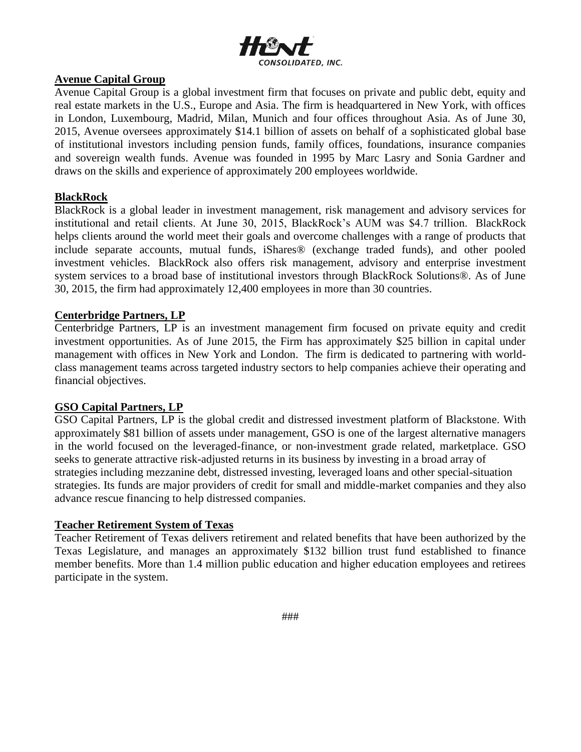**Avenue Capital Group**

Avenue Capital Group is a global investment firm that focuses on private and public debt, equity and real estate markets in the U.S., Europe and Asia. The firm is headquartered in New York, with offices in London, Luxembourg, Madrid, Milan, Munich and four offices throughout Asia. As of June 30, 2015, Avenue oversees approximately $14.1 billion of assets on behalf of a sophisticated global base of institutional investors including pension funds, family offices, foundations, insurance companies and sovereign wealth funds. Avenue was founded in 1995 by Marc Lasry and Sonia Gardner and draws on the skills and experience of approximately 200 employees worldwide.

**BlackRock**

BlackRock is a global leader in investment management, risk management and advisory services for institutional and retail clients. At June 30, 2015, BlackRock's AUM was $4.7 trillion. BlackRock helps clients around the world meet their goals and overcome challenges with a range of products that include separate accounts, mutual funds, iShares® (exchange traded funds), and other pooled investment vehicles. BlackRock also offers risk management, advisory and enterprise investment system services to a broad base of institutional investors through BlackRock Solutions®. As of June 30, 2015, the firm had approximately 12,400 employees in more than 30 countries.

**Centerbridge Partners, LP**

Centerbridge Partners, LP is an investment management firm focused on private equity and credit investment opportunities. As of June 2015, the Firm has approximately $25 billion in capital under management with offices in New York and London. The firm is dedicated to partnering with world-class management teams across targeted industry sectors to help companies achieve their operating and financial objectives.

**GSO Capital Partners, LP**

GSO Capital Partners, LP is the global credit and distressed investment platform of Blackstone. With approximately $81 billion of assets under management, GSO is one of the largest alternative managers in the world focused on the leveraged-finance, or non-investment grade related, marketplace. GSO seeks to generate attractive risk-adjusted returns in its business by investing in a broad array of strategies including mezzanine debt, distressed investing, leveraged loans and other special-situation strategies. Its funds are major providers of credit for small and middle-market companies and they also advance rescue financing to help distressed companies.

**Teacher Retirement System of Texas**

Teacher Retirement of Texas delivers retirement and related benefits that have been authorized by the Texas Legislature, and manages an approximately $132 billion trust fund established to finance member benefits. More than 1.4 million public education and higher education employees and retirees participate in the system.

###